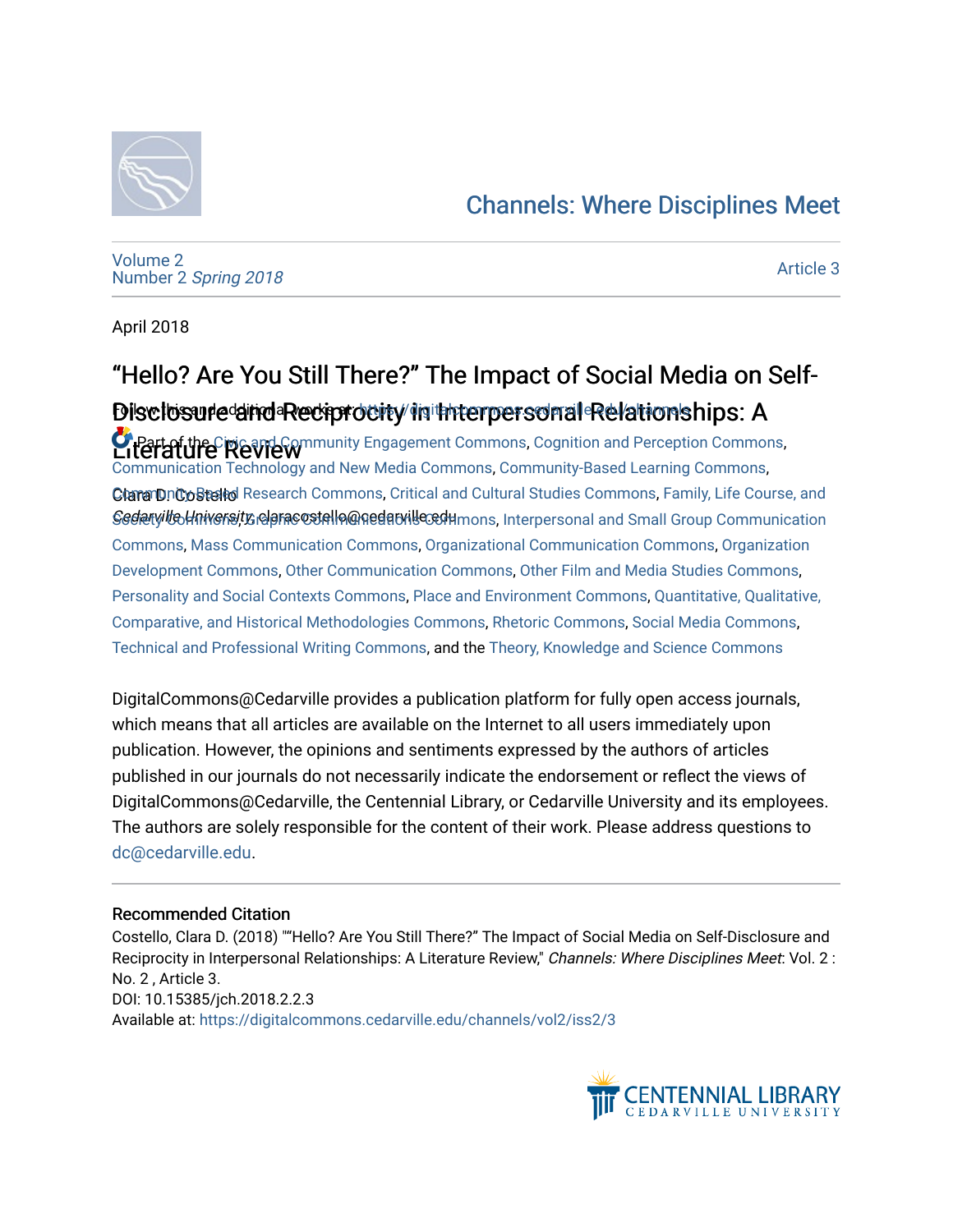# Channels: Where Disciplines Meet

Volume 2
Number 2 *Spring 2018*

Article 3

April 2018

# "Hello? Are You Still There?" The Impact of Social Media on Self-Disclosure and Reciprocity in Interpersonal Relationships: A Literature Review

Clara D. Costello
*Cedarville University*, claracostello@cedarville.edu

Follow this and additional works at: https://digitalcommons.cedarville.edu/channels

Part of the Civic and Community Engagement Commons, Cognition and Perception Commons, Communication Technology and New Media Commons, Community-Based Learning Commons, Community-Based Research Commons, Critical and Cultural Studies Commons, Family, Life Course, and Society Commons, Graphic Communications Commons, Interpersonal and Small Group Communication Commons, Mass Communication Commons, Organizational Communication Commons, Organization Development Commons, Other Communication Commons, Other Film and Media Studies Commons, Personality and Social Contexts Commons, Place and Environment Commons, Quantitative, Qualitative, Comparative, and Historical Methodologies Commons, Rhetoric Commons, Social Media Commons, Technical and Professional Writing Commons, and the Theory, Knowledge and Science Commons

DigitalCommons@Cedarville provides a publication platform for fully open access journals, which means that all articles are available on the Internet to all users immediately upon publication. However, the opinions and sentiments expressed by the authors of articles published in our journals do not necessarily indicate the endorsement or reflect the views of DigitalCommons@Cedarville, the Centennial Library, or Cedarville University and its employees. The authors are solely responsible for the content of their work. Please address questions to dc@cedarville.edu.

## Recommended Citation

Costello, Clara D. (2018) ""Hello? Are You Still There?" The Impact of Social Media on Self-Disclosure and Reciprocity in Interpersonal Relationships: A Literature Review," *Channels: Where Disciplines Meet*: Vol. 2 : No. 2 , Article 3.
DOI: 10.15385/jch.2018.2.2.3
Available at: https://digitalcommons.cedarville.edu/channels/vol2/iss2/3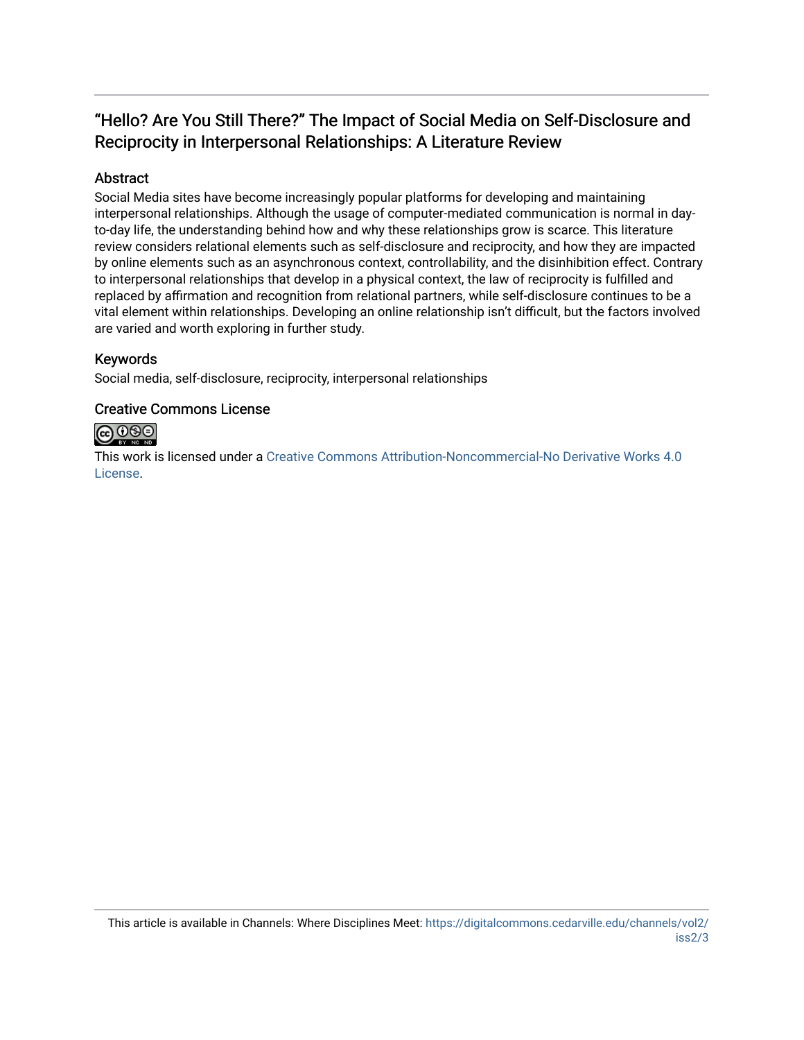# "Hello? Are You Still There?" The Impact of Social Media on Self-Disclosure and Reciprocity in Interpersonal Relationships: A Literature Review

## Abstract

Social Media sites have become increasingly popular platforms for developing and maintaining interpersonal relationships. Although the usage of computer-mediated communication is normal in day-to-day life, the understanding behind how and why these relationships grow is scarce. This literature review considers relational elements such as self-disclosure and reciprocity, and how they are impacted by online elements such as an asynchronous context, controllability, and the disinhibition effect. Contrary to interpersonal relationships that develop in a physical context, the law of reciprocity is fulfilled and replaced by affirmation and recognition from relational partners, while self-disclosure continues to be a vital element within relationships. Developing an online relationship isn't difficult, but the factors involved are varied and worth exploring in further study.

## Keywords

Social media, self-disclosure, reciprocity, interpersonal relationships

## Creative Commons License

This work is licensed under a Creative Commons Attribution-Noncommercial-No Derivative Works 4.0 License.

This article is available in Channels: Where Disciplines Meet: https://digitalcommons.cedarville.edu/channels/vol2/iss2/3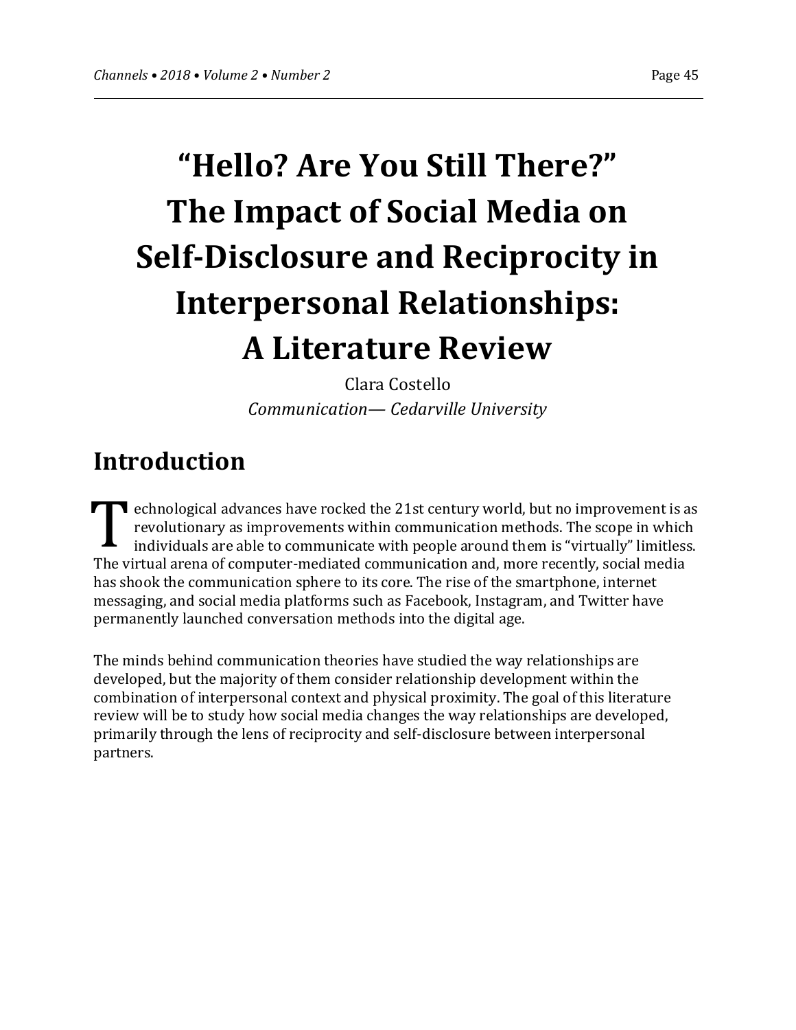# "Hello? Are You Still There?" The Impact of Social Media on Self-Disclosure and Reciprocity in Interpersonal Relationships: A Literature Review

Clara Costello
*Communication— Cedarville University*

## Introduction

Technological advances have rocked the 21st century world, but no improvement is as revolutionary as improvements within communication methods. The scope in which individuals are able to communicate with people around them is "virtually" limitless. The virtual arena of computer-mediated communication and, more recently, social media has shook the communication sphere to its core. The rise of the smartphone, internet messaging, and social media platforms such as Facebook, Instagram, and Twitter have permanently launched conversation methods into the digital age.

The minds behind communication theories have studied the way relationships are developed, but the majority of them consider relationship development within the combination of interpersonal context and physical proximity. The goal of this literature review will be to study how social media changes the way relationships are developed, primarily through the lens of reciprocity and self-disclosure between interpersonal partners.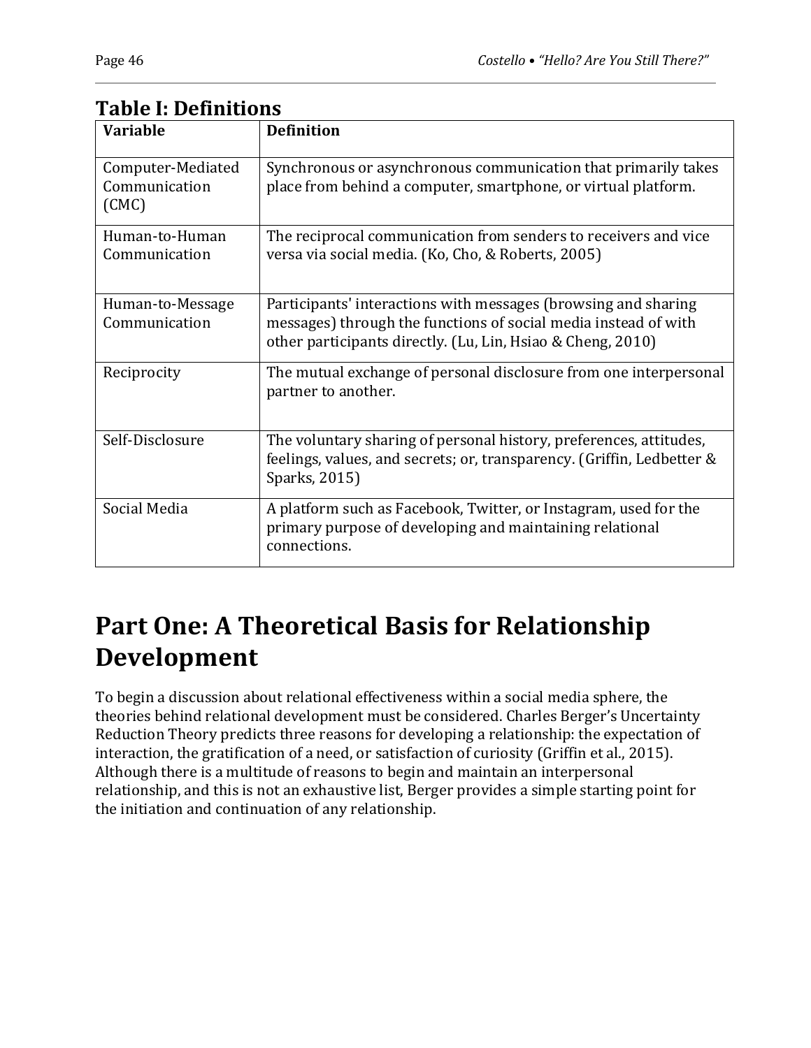**Table I: Definitions**

| Variable | Definition |
|---|---|
| Computer-Mediated Communication (CMC) | Synchronous or asynchronous communication that primarily takes place from behind a computer, smartphone, or virtual platform. |
| Human-to-Human Communication | The reciprocal communication from senders to receivers and vice versa via social media. (Ko, Cho, & Roberts, 2005) |
| Human-to-Message Communication | Participants' interactions with messages (browsing and sharing messages) through the functions of social media instead of with other participants directly. (Lu, Lin, Hsiao & Cheng, 2010) |
| Reciprocity | The mutual exchange of personal disclosure from one interpersonal partner to another. |
| Self-Disclosure | The voluntary sharing of personal history, preferences, attitudes, feelings, values, and secrets; or, transparency. (Griffin, Ledbetter & Sparks, 2015) |
| Social Media | A platform such as Facebook, Twitter, or Instagram, used for the primary purpose of developing and maintaining relational connections. |

# Part One: A Theoretical Basis for Relationship Development

To begin a discussion about relational effectiveness within a social media sphere, the theories behind relational development must be considered. Charles Berger's Uncertainty Reduction Theory predicts three reasons for developing a relationship: the expectation of interaction, the gratification of a need, or satisfaction of curiosity (Griffin et al., 2015). Although there is a multitude of reasons to begin and maintain an interpersonal relationship, and this is not an exhaustive list, Berger provides a simple starting point for the initiation and continuation of any relationship.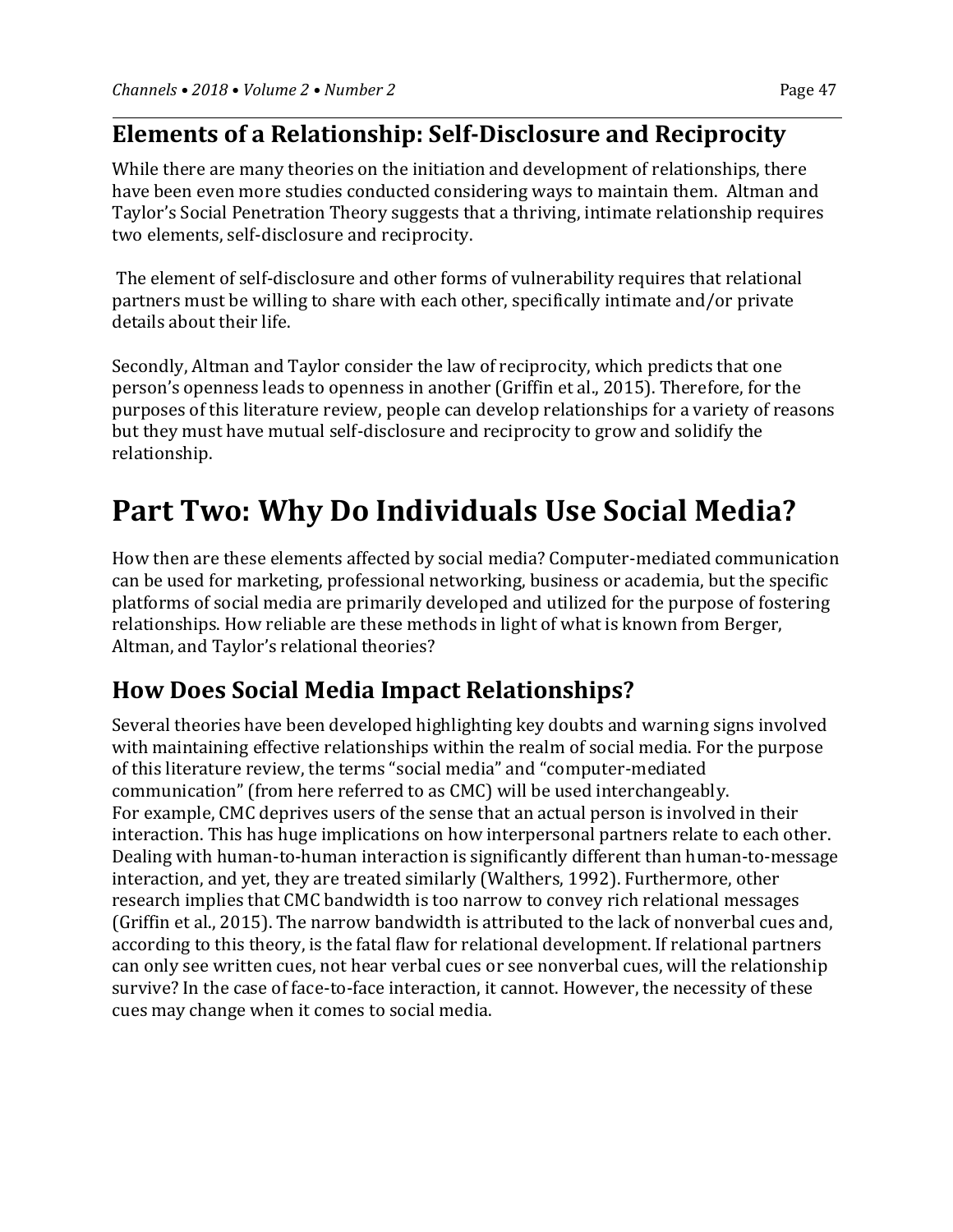## Elements of a Relationship: Self-Disclosure and Reciprocity

While there are many theories on the initiation and development of relationships, there have been even more studies conducted considering ways to maintain them. Altman and Taylor's Social Penetration Theory suggests that a thriving, intimate relationship requires two elements, self-disclosure and reciprocity.

The element of self-disclosure and other forms of vulnerability requires that relational partners must be willing to share with each other, specifically intimate and/or private details about their life.

Secondly, Altman and Taylor consider the law of reciprocity, which predicts that one person's openness leads to openness in another (Griffin et al., 2015). Therefore, for the purposes of this literature review, people can develop relationships for a variety of reasons but they must have mutual self-disclosure and reciprocity to grow and solidify the relationship.

# Part Two: Why Do Individuals Use Social Media?

How then are these elements affected by social media? Computer-mediated communication can be used for marketing, professional networking, business or academia, but the specific platforms of social media are primarily developed and utilized for the purpose of fostering relationships. How reliable are these methods in light of what is known from Berger, Altman, and Taylor's relational theories?

## How Does Social Media Impact Relationships?

Several theories have been developed highlighting key doubts and warning signs involved with maintaining effective relationships within the realm of social media. For the purpose of this literature review, the terms "social media" and "computer-mediated communication" (from here referred to as CMC) will be used interchangeably. For example, CMC deprives users of the sense that an actual person is involved in their interaction. This has huge implications on how interpersonal partners relate to each other. Dealing with human-to-human interaction is significantly different than human-to-message interaction, and yet, they are treated similarly (Walthers, 1992). Furthermore, other research implies that CMC bandwidth is too narrow to convey rich relational messages (Griffin et al., 2015). The narrow bandwidth is attributed to the lack of nonverbal cues and, according to this theory, is the fatal flaw for relational development. If relational partners can only see written cues, not hear verbal cues or see nonverbal cues, will the relationship survive? In the case of face-to-face interaction, it cannot. However, the necessity of these cues may change when it comes to social media.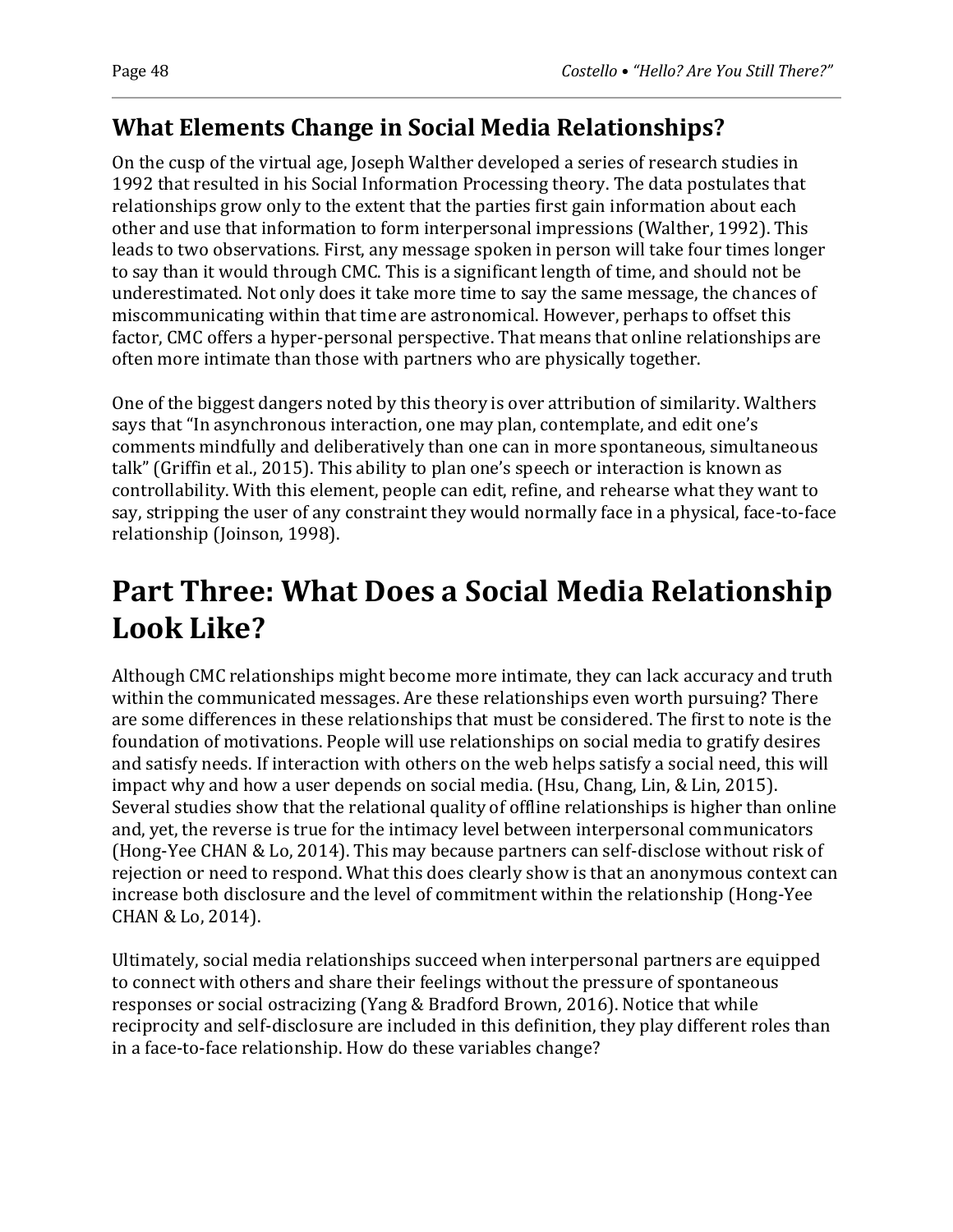## What Elements Change in Social Media Relationships?

On the cusp of the virtual age, Joseph Walther developed a series of research studies in 1992 that resulted in his Social Information Processing theory. The data postulates that relationships grow only to the extent that the parties first gain information about each other and use that information to form interpersonal impressions (Walther, 1992). This leads to two observations. First, any message spoken in person will take four times longer to say than it would through CMC. This is a significant length of time, and should not be underestimated. Not only does it take more time to say the same message, the chances of miscommunicating within that time are astronomical. However, perhaps to offset this factor, CMC offers a hyper-personal perspective. That means that online relationships are often more intimate than those with partners who are physically together.

One of the biggest dangers noted by this theory is over attribution of similarity. Walthers says that "In asynchronous interaction, one may plan, contemplate, and edit one's comments mindfully and deliberatively than one can in more spontaneous, simultaneous talk" (Griffin et al., 2015). This ability to plan one's speech or interaction is known as controllability. With this element, people can edit, refine, and rehearse what they want to say, stripping the user of any constraint they would normally face in a physical, face-to-face relationship (Joinson, 1998).

# Part Three: What Does a Social Media Relationship Look Like?

Although CMC relationships might become more intimate, they can lack accuracy and truth within the communicated messages. Are these relationships even worth pursuing? There are some differences in these relationships that must be considered. The first to note is the foundation of motivations. People will use relationships on social media to gratify desires and satisfy needs. If interaction with others on the web helps satisfy a social need, this will impact why and how a user depends on social media. (Hsu, Chang, Lin, & Lin, 2015). Several studies show that the relational quality of offline relationships is higher than online and, yet, the reverse is true for the intimacy level between interpersonal communicators (Hong-Yee CHAN & Lo, 2014). This may because partners can self-disclose without risk of rejection or need to respond. What this does clearly show is that an anonymous context can increase both disclosure and the level of commitment within the relationship (Hong-Yee CHAN & Lo, 2014).

Ultimately, social media relationships succeed when interpersonal partners are equipped to connect with others and share their feelings without the pressure of spontaneous responses or social ostracizing (Yang & Bradford Brown, 2016). Notice that while reciprocity and self-disclosure are included in this definition, they play different roles than in a face-to-face relationship. How do these variables change?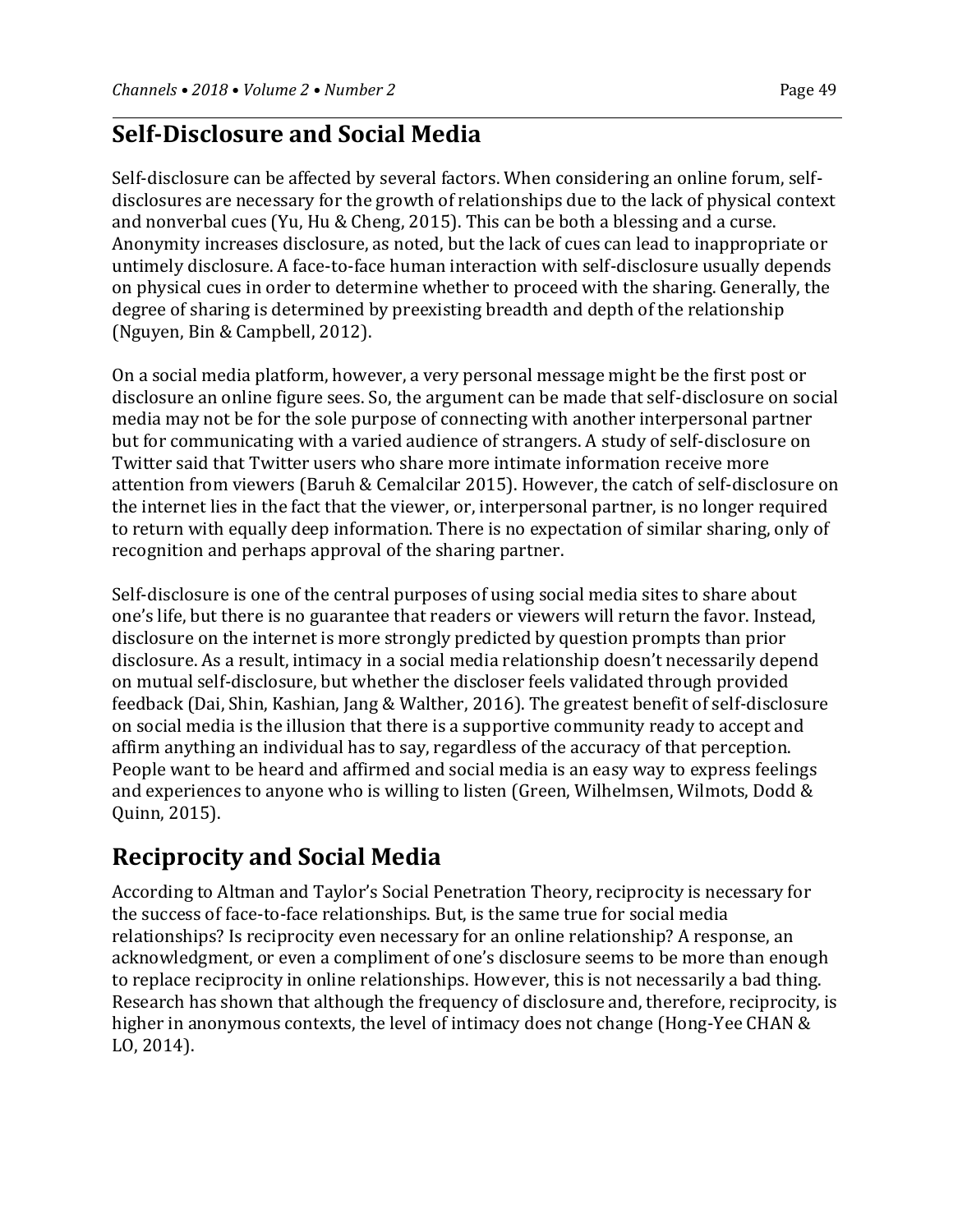## Self-Disclosure and Social Media

Self-disclosure can be affected by several factors. When considering an online forum, self-disclosures are necessary for the growth of relationships due to the lack of physical context and nonverbal cues (Yu, Hu & Cheng, 2015). This can be both a blessing and a curse. Anonymity increases disclosure, as noted, but the lack of cues can lead to inappropriate or untimely disclosure. A face-to-face human interaction with self-disclosure usually depends on physical cues in order to determine whether to proceed with the sharing. Generally, the degree of sharing is determined by preexisting breadth and depth of the relationship (Nguyen, Bin & Campbell, 2012).

On a social media platform, however, a very personal message might be the first post or disclosure an online figure sees. So, the argument can be made that self-disclosure on social media may not be for the sole purpose of connecting with another interpersonal partner but for communicating with a varied audience of strangers. A study of self-disclosure on Twitter said that Twitter users who share more intimate information receive more attention from viewers (Baruh & Cemalcilar 2015). However, the catch of self-disclosure on the internet lies in the fact that the viewer, or, interpersonal partner, is no longer required to return with equally deep information. There is no expectation of similar sharing, only of recognition and perhaps approval of the sharing partner.

Self-disclosure is one of the central purposes of using social media sites to share about one's life, but there is no guarantee that readers or viewers will return the favor. Instead, disclosure on the internet is more strongly predicted by question prompts than prior disclosure. As a result, intimacy in a social media relationship doesn't necessarily depend on mutual self-disclosure, but whether the discloser feels validated through provided feedback (Dai, Shin, Kashian, Jang & Walther, 2016). The greatest benefit of self-disclosure on social media is the illusion that there is a supportive community ready to accept and affirm anything an individual has to say, regardless of the accuracy of that perception. People want to be heard and affirmed and social media is an easy way to express feelings and experiences to anyone who is willing to listen (Green, Wilhelmsen, Wilmots, Dodd & Quinn, 2015).

## Reciprocity and Social Media

According to Altman and Taylor's Social Penetration Theory, reciprocity is necessary for the success of face-to-face relationships. But, is the same true for social media relationships? Is reciprocity even necessary for an online relationship? A response, an acknowledgment, or even a compliment of one's disclosure seems to be more than enough to replace reciprocity in online relationships. However, this is not necessarily a bad thing. Research has shown that although the frequency of disclosure and, therefore, reciprocity, is higher in anonymous contexts, the level of intimacy does not change (Hong-Yee CHAN & LO, 2014).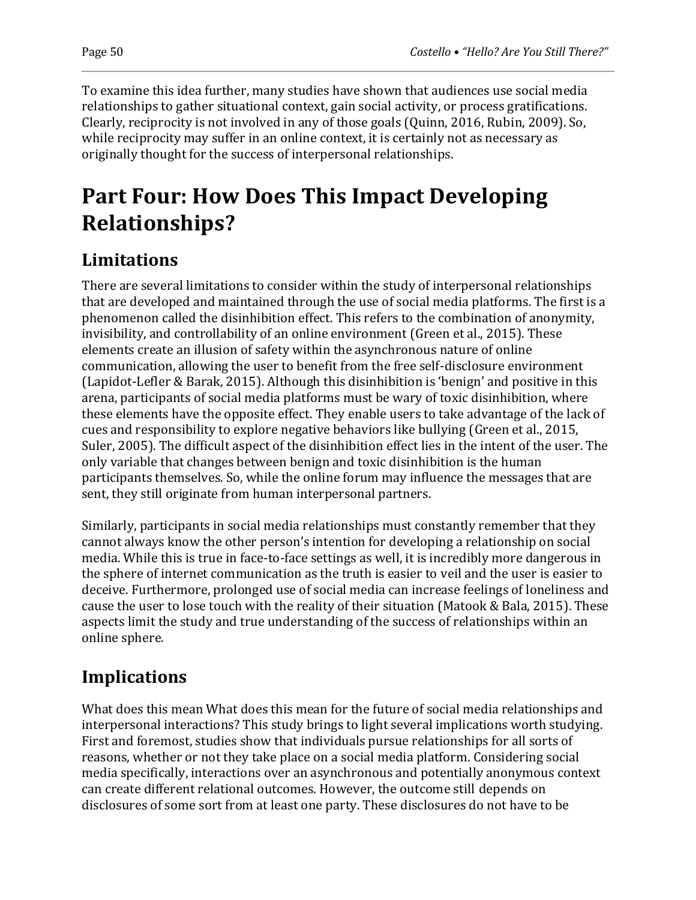To examine this idea further, many studies have shown that audiences use social media relationships to gather situational context, gain social activity, or process gratifications. Clearly, reciprocity is not involved in any of those goals (Quinn, 2016, Rubin, 2009). So, while reciprocity may suffer in an online context, it is certainly not as necessary as originally thought for the success of interpersonal relationships.

# Part Four: How Does This Impact Developing Relationships?

## Limitations

There are several limitations to consider within the study of interpersonal relationships that are developed and maintained through the use of social media platforms. The first is a phenomenon called the disinhibition effect. This refers to the combination of anonymity, invisibility, and controllability of an online environment (Green et al., 2015). These elements create an illusion of safety within the asynchronous nature of online communication, allowing the user to benefit from the free self-disclosure environment (Lapidot-Lefler & Barak, 2015). Although this disinhibition is 'benign' and positive in this arena, participants of social media platforms must be wary of toxic disinhibition, where these elements have the opposite effect. They enable users to take advantage of the lack of cues and responsibility to explore negative behaviors like bullying (Green et al., 2015, Suler, 2005). The difficult aspect of the disinhibition effect lies in the intent of the user. The only variable that changes between benign and toxic disinhibition is the human participants themselves. So, while the online forum may influence the messages that are sent, they still originate from human interpersonal partners.

Similarly, participants in social media relationships must constantly remember that they cannot always know the other person's intention for developing a relationship on social media. While this is true in face-to-face settings as well, it is incredibly more dangerous in the sphere of internet communication as the truth is easier to veil and the user is easier to deceive. Furthermore, prolonged use of social media can increase feelings of loneliness and cause the user to lose touch with the reality of their situation (Matook & Bala, 2015). These aspects limit the study and true understanding of the success of relationships within an online sphere.

## Implications

What does this mean What does this mean for the future of social media relationships and interpersonal interactions? This study brings to light several implications worth studying. First and foremost, studies show that individuals pursue relationships for all sorts of reasons, whether or not they take place on a social media platform. Considering social media specifically, interactions over an asynchronous and potentially anonymous context can create different relational outcomes. However, the outcome still depends on disclosures of some sort from at least one party. These disclosures do not have to be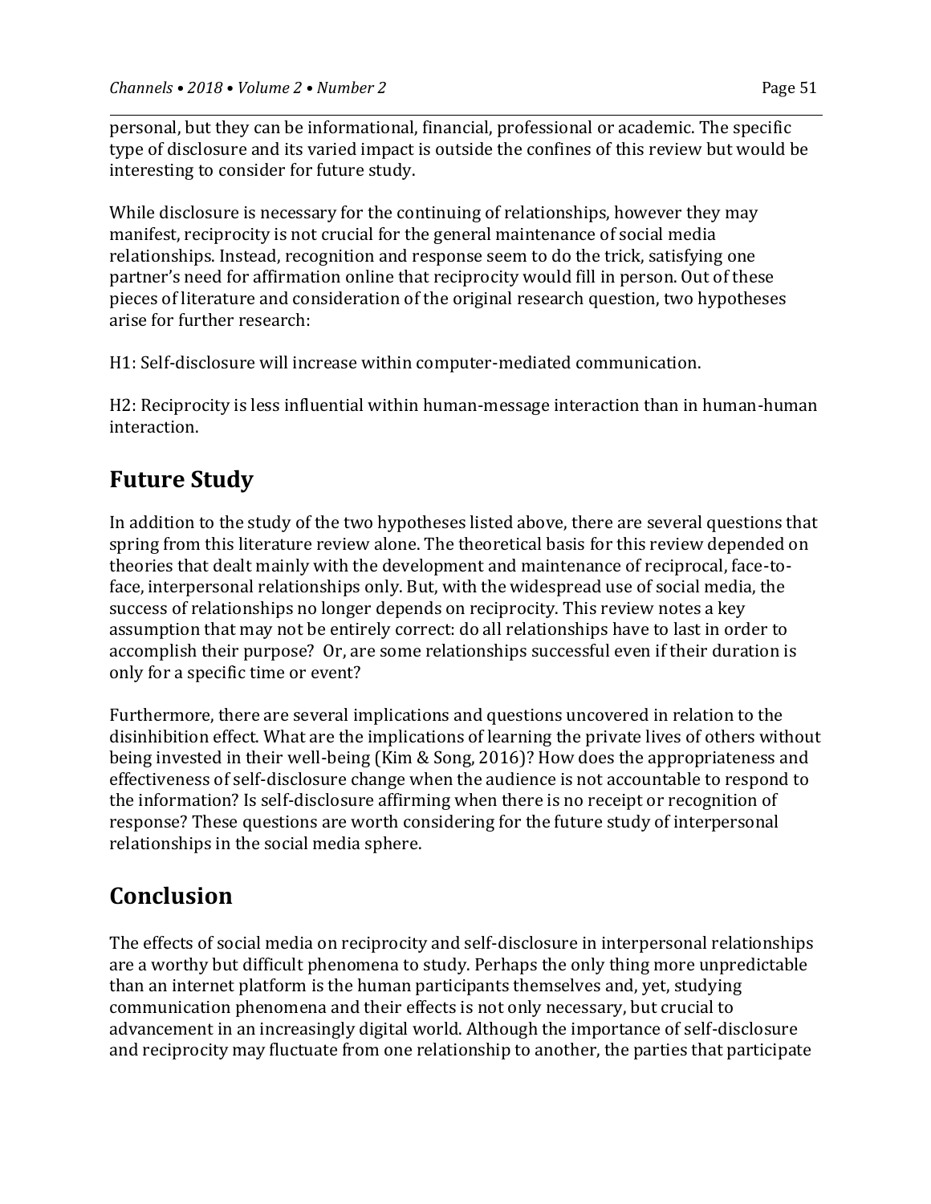personal, but they can be informational, financial, professional or academic. The specific type of disclosure and its varied impact is outside the confines of this review but would be interesting to consider for future study.

While disclosure is necessary for the continuing of relationships, however they may manifest, reciprocity is not crucial for the general maintenance of social media relationships. Instead, recognition and response seem to do the trick, satisfying one partner's need for affirmation online that reciprocity would fill in person. Out of these pieces of literature and consideration of the original research question, two hypotheses arise for further research:

H1: Self-disclosure will increase within computer-mediated communication.

H2: Reciprocity is less influential within human-message interaction than in human-human interaction.

## Future Study

In addition to the study of the two hypotheses listed above, there are several questions that spring from this literature review alone. The theoretical basis for this review depended on theories that dealt mainly with the development and maintenance of reciprocal, face-to-face, interpersonal relationships only. But, with the widespread use of social media, the success of relationships no longer depends on reciprocity. This review notes a key assumption that may not be entirely correct: do all relationships have to last in order to accomplish their purpose? Or, are some relationships successful even if their duration is only for a specific time or event?

Furthermore, there are several implications and questions uncovered in relation to the disinhibition effect. What are the implications of learning the private lives of others without being invested in their well-being (Kim & Song, 2016)? How does the appropriateness and effectiveness of self-disclosure change when the audience is not accountable to respond to the information? Is self-disclosure affirming when there is no receipt or recognition of response? These questions are worth considering for the future study of interpersonal relationships in the social media sphere.

## Conclusion

The effects of social media on reciprocity and self-disclosure in interpersonal relationships are a worthy but difficult phenomena to study. Perhaps the only thing more unpredictable than an internet platform is the human participants themselves and, yet, studying communication phenomena and their effects is not only necessary, but crucial to advancement in an increasingly digital world. Although the importance of self-disclosure and reciprocity may fluctuate from one relationship to another, the parties that participate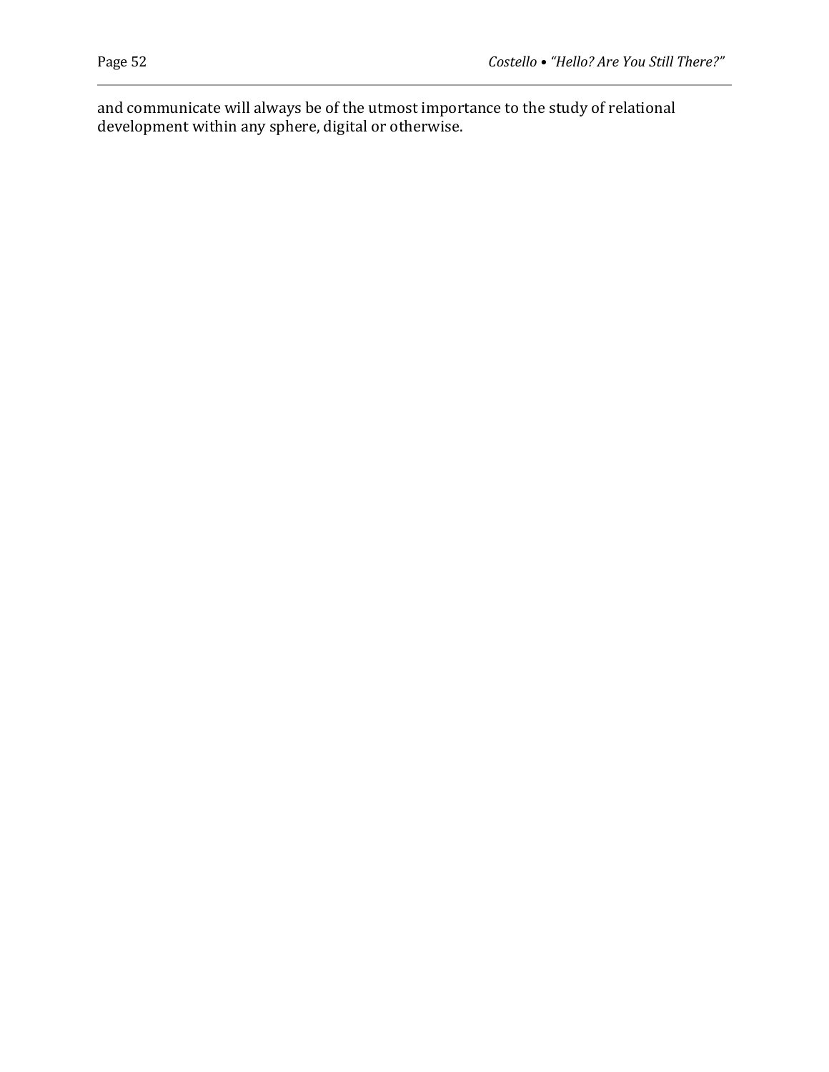and communicate will always be of the utmost importance to the study of relational development within any sphere, digital or otherwise.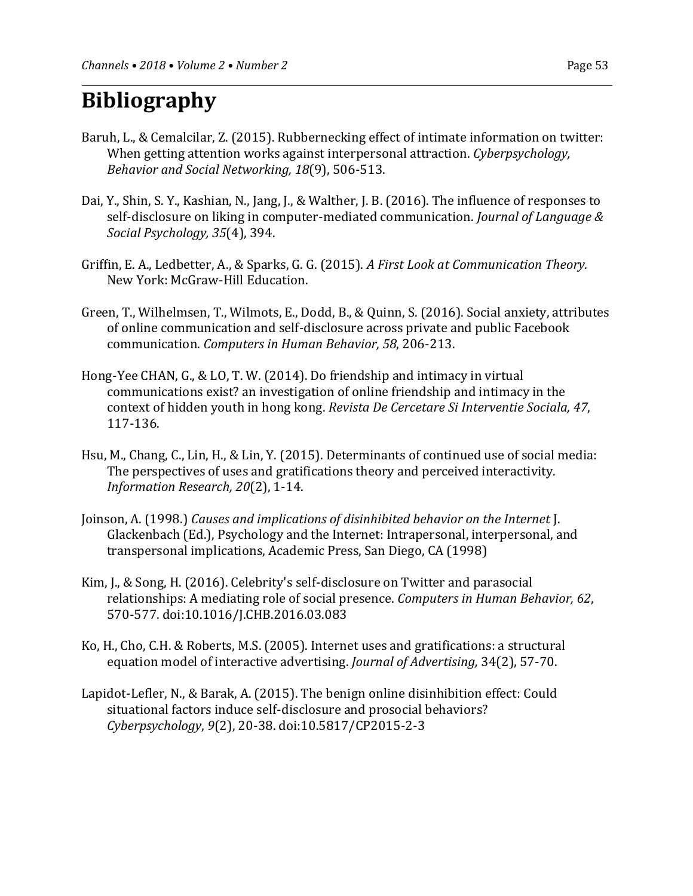# Bibliography

Baruh, L., & Cemalcilar, Z. (2015). Rubbernecking effect of intimate information on twitter: When getting attention works against interpersonal attraction. *Cyberpsychology, Behavior and Social Networking, 18*(9), 506-513.

Dai, Y., Shin, S. Y., Kashian, N., Jang, J., & Walther, J. B. (2016). The influence of responses to self-disclosure on liking in computer-mediated communication. *Journal of Language & Social Psychology, 35*(4), 394.

Griffin, E. A., Ledbetter, A., & Sparks, G. G. (2015). *A First Look at Communication Theory.* New York: McGraw-Hill Education.

Green, T., Wilhelmsen, T., Wilmots, E., Dodd, B., & Quinn, S. (2016). Social anxiety, attributes of online communication and self-disclosure across private and public Facebook communication. *Computers in Human Behavior, 58*, 206-213.

Hong-Yee CHAN, G., & LO, T. W. (2014). Do friendship and intimacy in virtual communications exist? an investigation of online friendship and intimacy in the context of hidden youth in hong kong. *Revista De Cercetare Si Interventie Sociala, 47*, 117-136.

Hsu, M., Chang, C., Lin, H., & Lin, Y. (2015). Determinants of continued use of social media: The perspectives of uses and gratifications theory and perceived interactivity. *Information Research, 20*(2), 1-14.

Joinson, A. (1998.) *Causes and implications of disinhibited behavior on the Internet* J. Glackenbach (Ed.), Psychology and the Internet: Intrapersonal, interpersonal, and transpersonal implications, Academic Press, San Diego, CA (1998)

Kim, J., & Song, H. (2016). Celebrity's self-disclosure on Twitter and parasocial relationships: A mediating role of social presence. *Computers in Human Behavior, 62*, 570-577. doi:10.1016/J.CHB.2016.03.083

Ko, H., Cho, C.H. & Roberts, M.S. (2005). Internet uses and gratifications: a structural equation model of interactive advertising. *Journal of Advertising,* 34(2), 57-70.

Lapidot-Lefler, N., & Barak, A. (2015). The benign online disinhibition effect: Could situational factors induce self-disclosure and prosocial behaviors? *Cyberpsychology*, *9*(2), 20-38. doi:10.5817/CP2015-2-3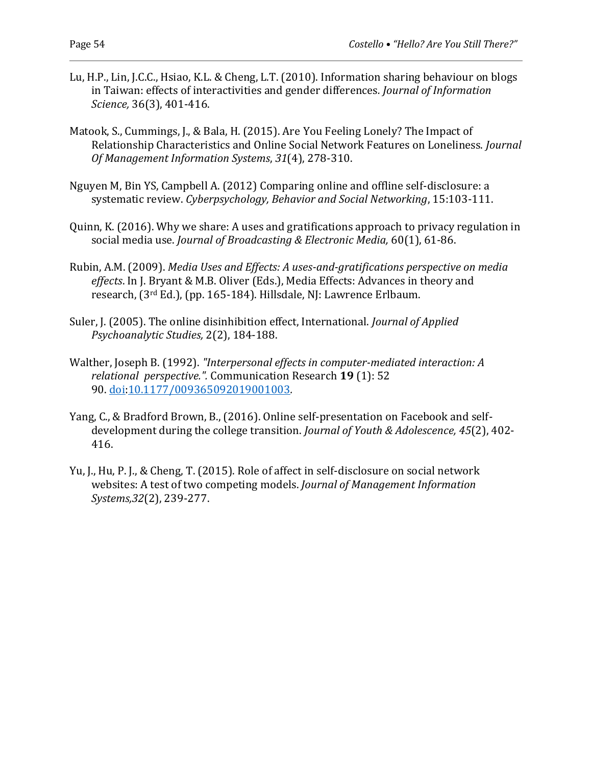Lu, H.P., Lin, J.C.C., Hsiao, K.L. & Cheng, L.T. (2010). Information sharing behaviour on blogs in Taiwan: effects of interactivities and gender differences*. Journal of Information Science,* 36(3), 401-416.

Matook, S., Cummings, J., & Bala, H. (2015). Are You Feeling Lonely? The Impact of Relationship Characteristics and Online Social Network Features on Loneliness. *Journal Of Management Information Systems*, *31*(4), 278-310.

Nguyen M, Bin YS, Campbell A. (2012) Comparing online and offline self-disclosure: a systematic review. *Cyberpsychology, Behavior and Social Networking*, 15:103-111.

Quinn, K. (2016). Why we share: A uses and gratifications approach to privacy regulation in social media use. *Journal of Broadcasting & Electronic Media,* 60(1), 61-86.

Rubin, A.M. (2009). *Media Uses and Effects: A uses-and-gratifications perspective on media effects*. In J. Bryant & M.B. Oliver (Eds.), Media Effects: Advances in theory and research, (3rd Ed.), (pp. 165-184). Hillsdale, NJ: Lawrence Erlbaum.

Suler, J. (2005). The online disinhibition effect, International. *Journal of Applied Psychoanalytic Studies,* 2(2), 184-188.

Walther, Joseph B. (1992). *"Interpersonal effects in computer-mediated interaction: A relational perspective."*. Communication Research **19** (1): 52 90. doi:10.1177/009365092019001003.

Yang, C., & Bradford Brown, B., (2016). Online self-presentation on Facebook and self-development during the college transition. *Journal of Youth & Adolescence, 45*(2), 402-416.

Yu, J., Hu, P. J., & Cheng, T. (2015). Role of affect in self-disclosure on social network websites: A test of two competing models. *Journal of Management Information Systems,32*(2), 239-277.